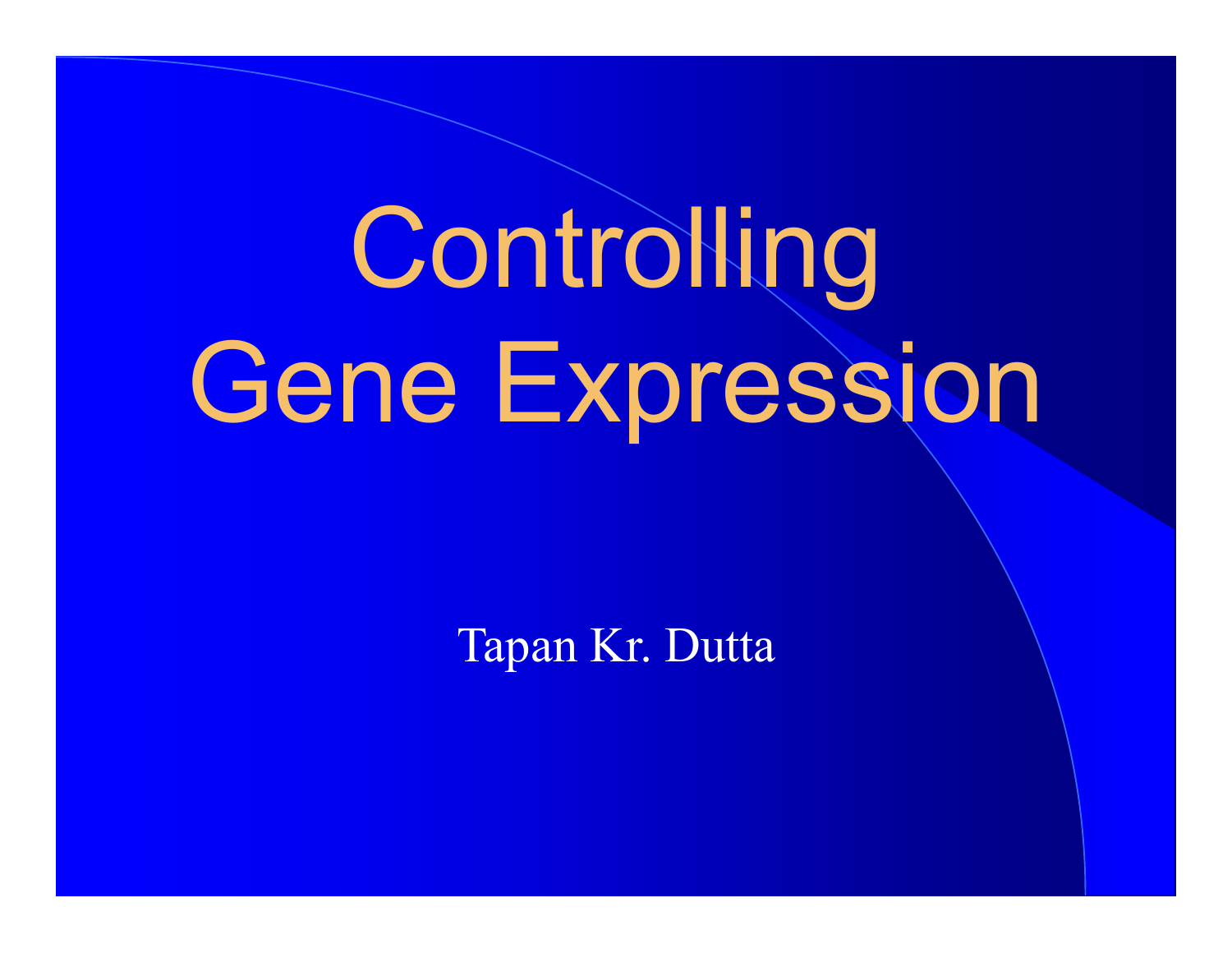# Controlling Gene Expression

Tapan Kr. Dutta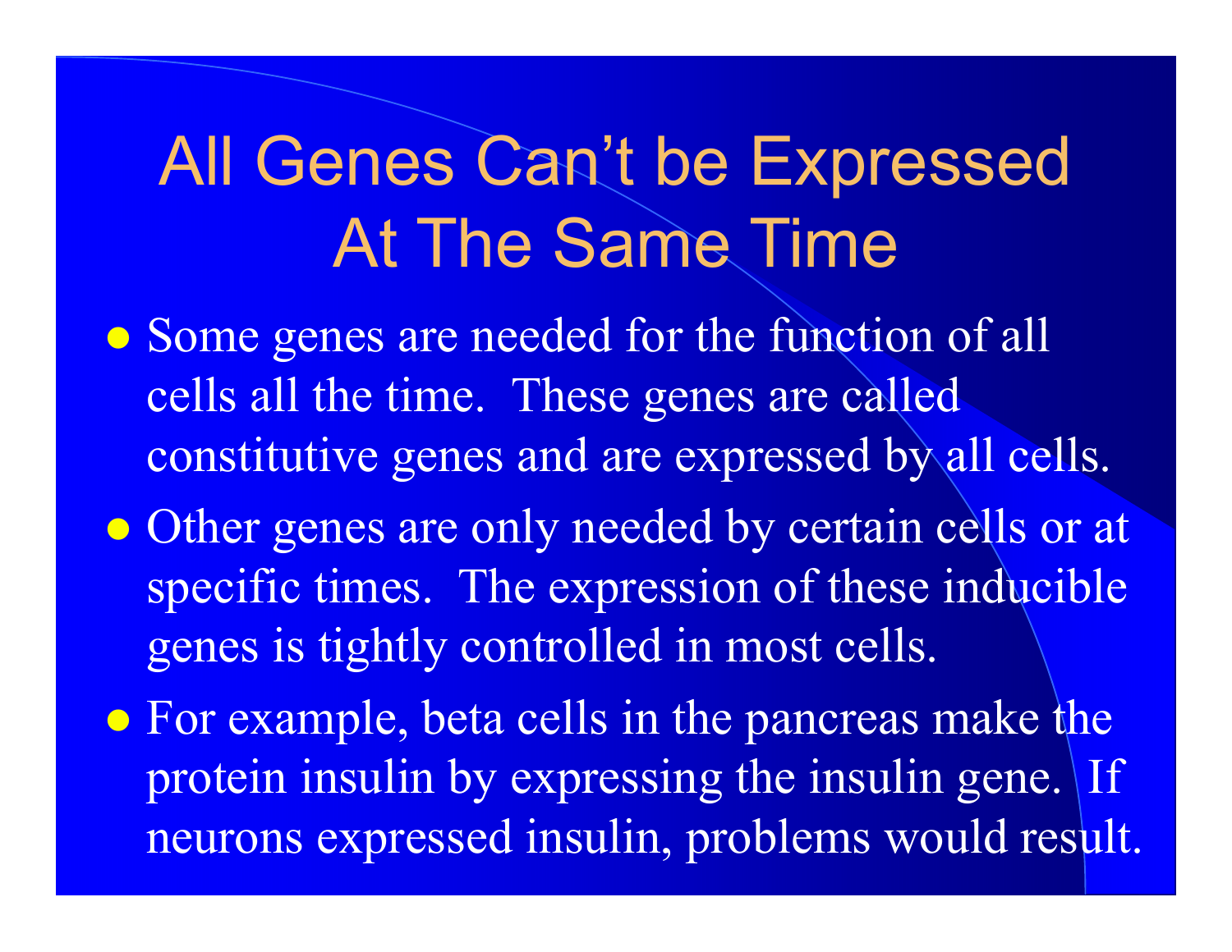# All Genes Can't be Expressed At The Same Time

- Some genes are needed for the function of all cells all the time. These genes are called constitutive genes and are expressed by all cells.
- Other genes are only needed by certain cells or at specific times. The expression of these inducible genes is tightly controlled in most cells.
- For example, beta cells in the pancreas make the protein insulin by expressing the insulin gene. If neurons expressed insulin, problems would result.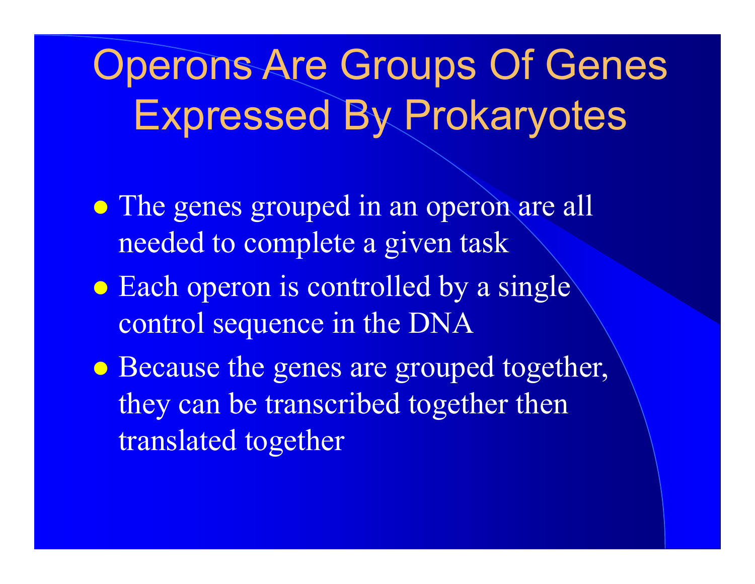# Operons Are Groups Of Genes Expressed By Prokaryotes

- The genes grouped in an operon are all needed to complete a given task
- Each operon is controlled by a single control sequence in the DNA
- Because the genes are grouped together, they can be transcribed together then translated together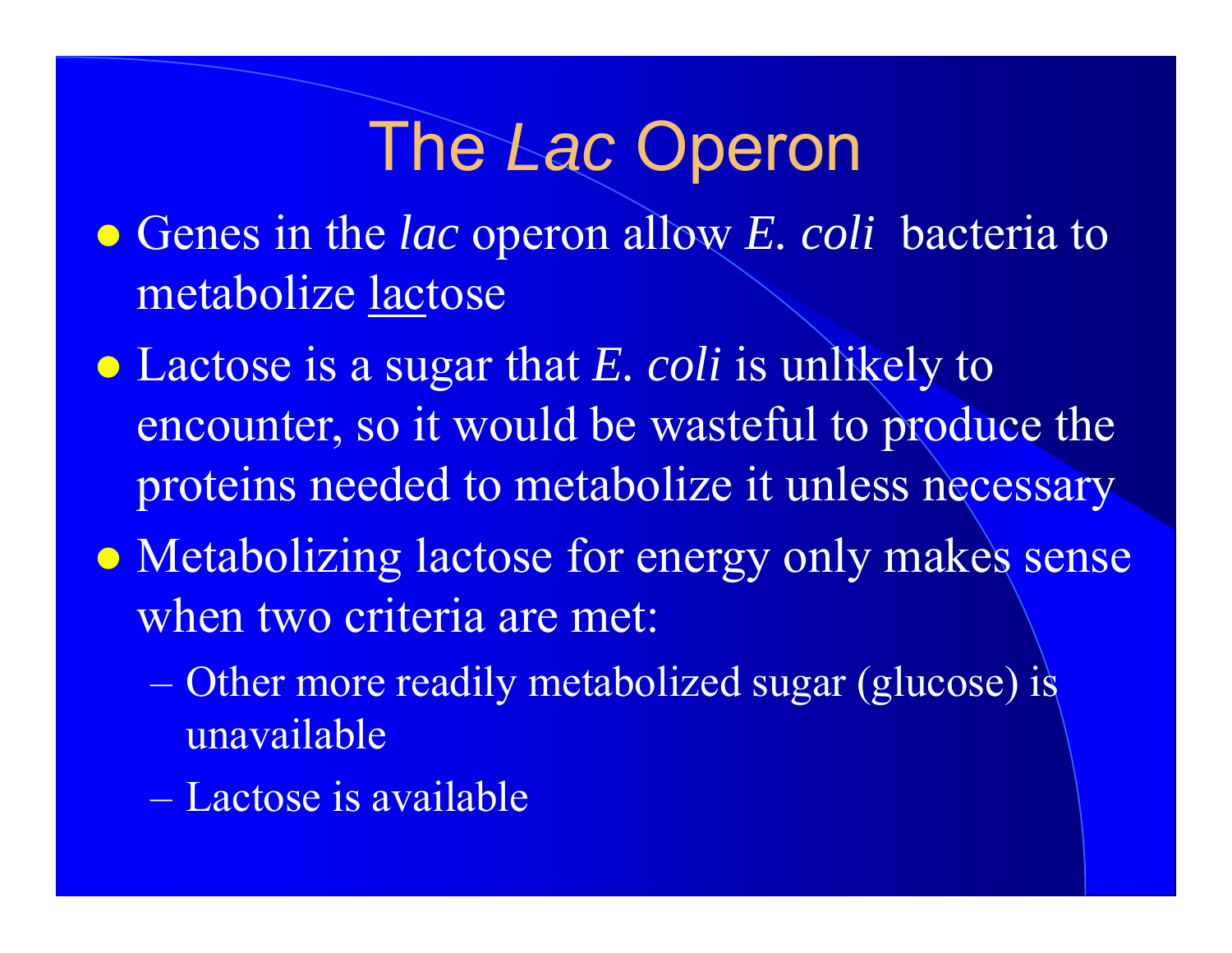# The *Lac* Operon

- Genes in the *lac* operon allow *E. coli* bacteria to metabolize <u>lac</u>tose
- Lactose is a sugar that *E. coli* is unlikely to encounter, so it would be wasteful to produce the proteins needed to metabolize it unless necessary
- Metabolizing lactose for energy only makes sense when two criteria are met:
  - Other more readily metabolized sugar (glucose) is unavailable
  - Lactose is available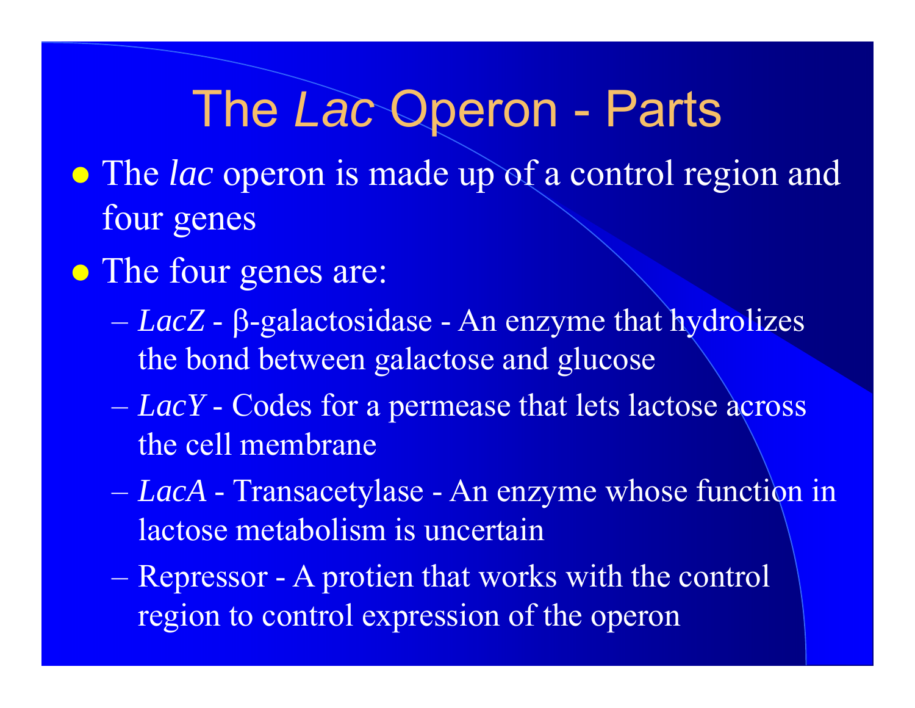# The *Lac* Operon - Parts

- The *lac* operon is made up of a control region and four genes
- The four genes are:
  - *LacZ* - β-galactosidase - An enzyme that hydrolizes the bond between galactose and glucose
  - *LacY* - Codes for a permease that lets lactose across the cell membrane
  - *LacA* - Transacetylase - An enzyme whose function in lactose metabolism is uncertain
  - Repressor - A protien that works with the control region to control expression of the operon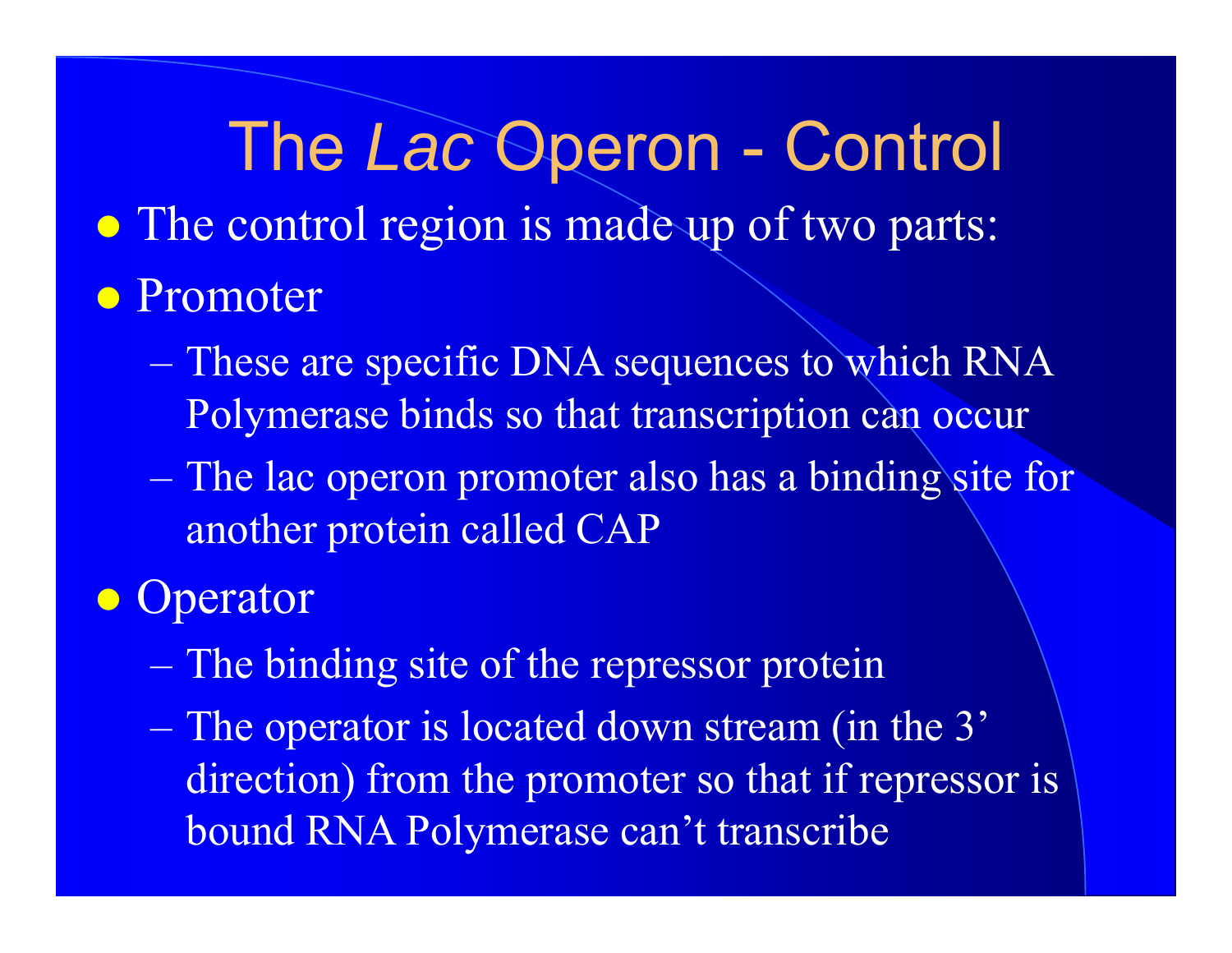# The *Lac* Operon - Control

- The control region is made up of two parts:
- Promoter
  - These are specific DNA sequences to which RNA Polymerase binds so that transcription can occur
  - The lac operon promoter also has a binding site for another protein called CAP
- Operator
  - The binding site of the repressor protein
  - The operator is located down stream (in the 3' direction) from the promoter so that if repressor is bound RNA Polymerase can't transcribe